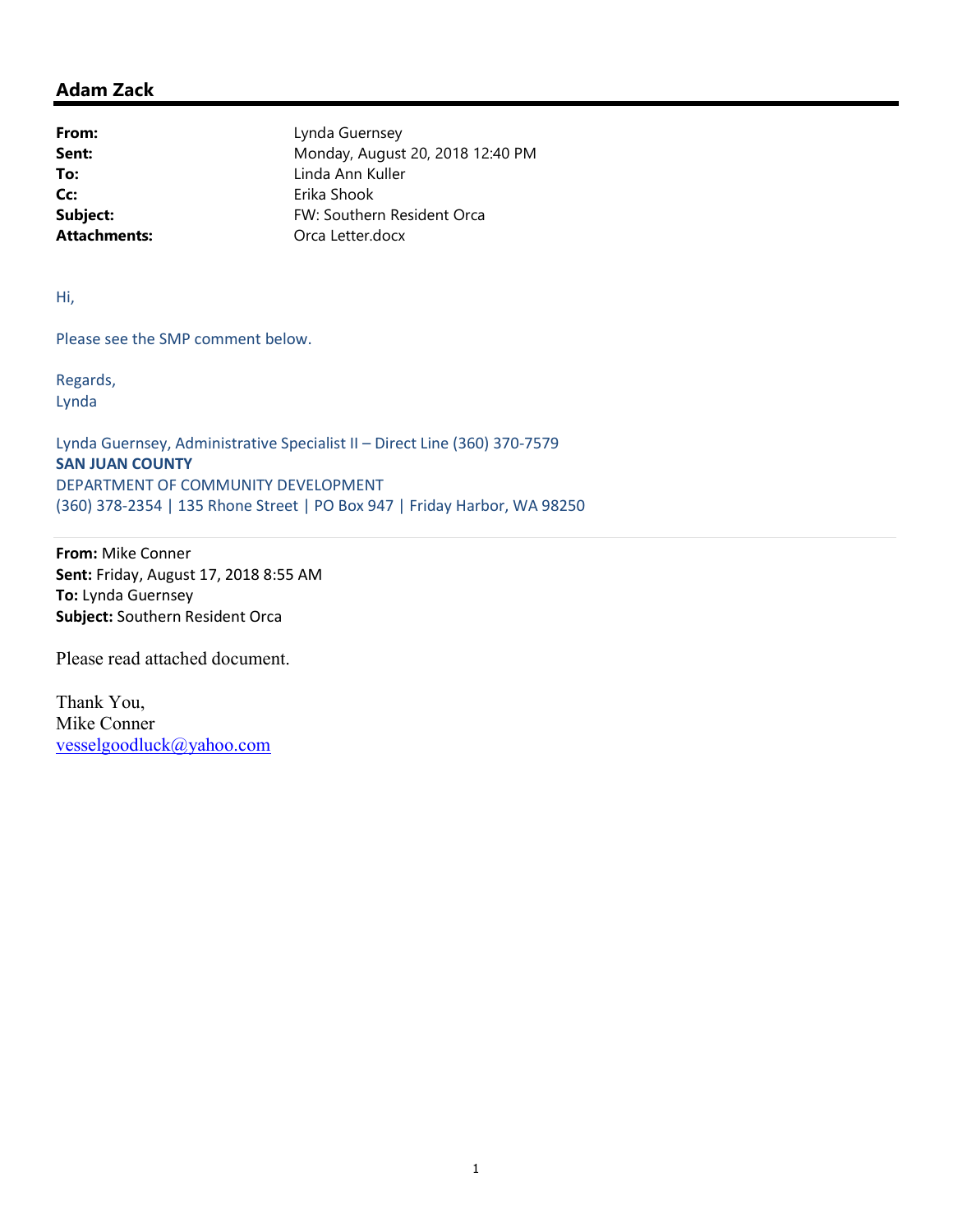## Adam Zack

**From:** Lynda Guernsey
**Sent:** Monday, August 20, 2018 12:40 PM
**To:** Linda Ann Kuller
**Cc:** Erika Shook
**Subject:** FW: Southern Resident Orca
**Attachments:** Orca Letter.docx

Hi,

Please see the SMP comment below.

Regards,
Lynda

Lynda Guernsey, Administrative Specialist II – Direct Line (360) 370-7579
**SAN JUAN COUNTY**
DEPARTMENT OF COMMUNITY DEVELOPMENT
(360) 378-2354 | 135 Rhone Street | PO Box 947 | Friday Harbor, WA 98250

---

**From:** Mike Conner
**Sent:** Friday, August 17, 2018 8:55 AM
**To:** Lynda Guernsey
**Subject:** Southern Resident Orca

Please read attached document.

Thank You,
Mike Conner
vesselgoodluck@yahoo.com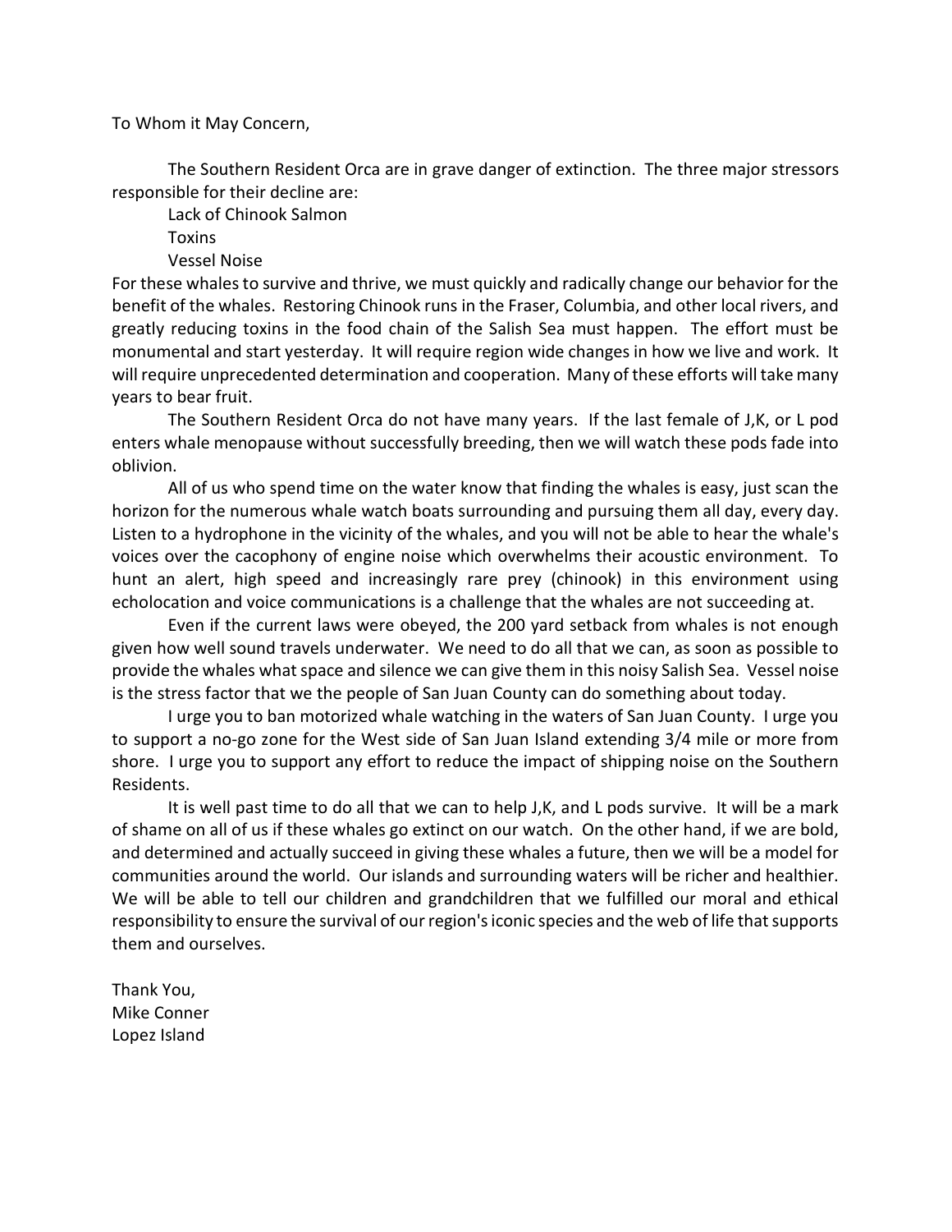To Whom it May Concern,

The Southern Resident Orca are in grave danger of extinction. The three major stressors responsible for their decline are:

Lack of Chinook Salmon

Toxins

Vessel Noise

For these whales to survive and thrive, we must quickly and radically change our behavior for the benefit of the whales. Restoring Chinook runs in the Fraser, Columbia, and other local rivers, and greatly reducing toxins in the food chain of the Salish Sea must happen. The effort must be monumental and start yesterday. It will require region wide changes in how we live and work. It will require unprecedented determination and cooperation. Many of these efforts will take many years to bear fruit.

The Southern Resident Orca do not have many years. If the last female of J,K, or L pod enters whale menopause without successfully breeding, then we will watch these pods fade into oblivion.

All of us who spend time on the water know that finding the whales is easy, just scan the horizon for the numerous whale watch boats surrounding and pursuing them all day, every day. Listen to a hydrophone in the vicinity of the whales, and you will not be able to hear the whale's voices over the cacophony of engine noise which overwhelms their acoustic environment. To hunt an alert, high speed and increasingly rare prey (chinook) in this environment using echolocation and voice communications is a challenge that the whales are not succeeding at.

Even if the current laws were obeyed, the 200 yard setback from whales is not enough given how well sound travels underwater. We need to do all that we can, as soon as possible to provide the whales what space and silence we can give them in this noisy Salish Sea. Vessel noise is the stress factor that we the people of San Juan County can do something about today.

I urge you to ban motorized whale watching in the waters of San Juan County. I urge you to support a no-go zone for the West side of San Juan Island extending 3/4 mile or more from shore. I urge you to support any effort to reduce the impact of shipping noise on the Southern Residents.

It is well past time to do all that we can to help J,K, and L pods survive. It will be a mark of shame on all of us if these whales go extinct on our watch. On the other hand, if we are bold, and determined and actually succeed in giving these whales a future, then we will be a model for communities around the world. Our islands and surrounding waters will be richer and healthier. We will be able to tell our children and grandchildren that we fulfilled our moral and ethical responsibility to ensure the survival of our region's iconic species and the web of life that supports them and ourselves.

Thank You,

Mike Conner

Lopez Island